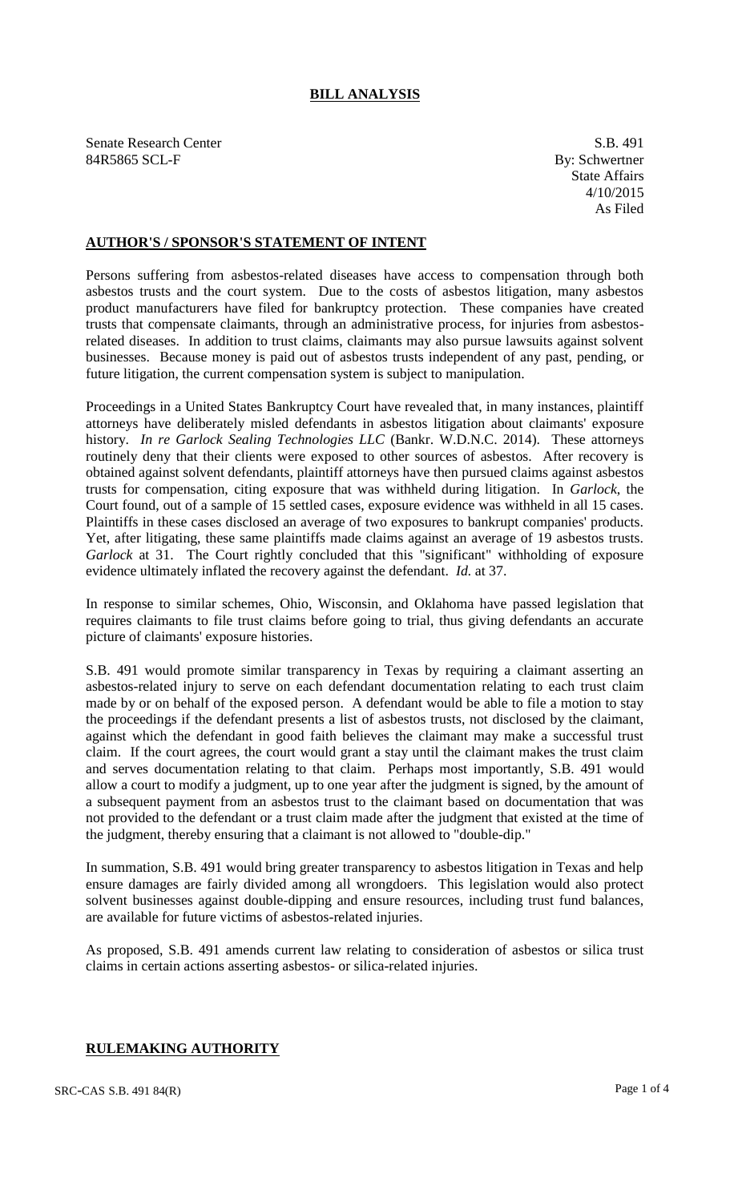# BILL ANALYSIS

Senate Research Center
84R5865 SCL-F

S.B. 491
By: Schwertner
State Affairs
4/10/2015
As Filed

## AUTHOR'S / SPONSOR'S STATEMENT OF INTENT

Persons suffering from asbestos-related diseases have access to compensation through both asbestos trusts and the court system. Due to the costs of asbestos litigation, many asbestos product manufacturers have filed for bankruptcy protection. These companies have created trusts that compensate claimants, through an administrative process, for injuries from asbestos-related diseases. In addition to trust claims, claimants may also pursue lawsuits against solvent businesses. Because money is paid out of asbestos trusts independent of any past, pending, or future litigation, the current compensation system is subject to manipulation.

Proceedings in a United States Bankruptcy Court have revealed that, in many instances, plaintiff attorneys have deliberately misled defendants in asbestos litigation about claimants' exposure history. *In re Garlock Sealing Technologies LLC* (Bankr. W.D.N.C. 2014). These attorneys routinely deny that their clients were exposed to other sources of asbestos. After recovery is obtained against solvent defendants, plaintiff attorneys have then pursued claims against asbestos trusts for compensation, citing exposure that was withheld during litigation. In *Garlock*, the Court found, out of a sample of 15 settled cases, exposure evidence was withheld in all 15 cases. Plaintiffs in these cases disclosed an average of two exposures to bankrupt companies' products. Yet, after litigating, these same plaintiffs made claims against an average of 19 asbestos trusts. *Garlock* at 31. The Court rightly concluded that this "significant" withholding of exposure evidence ultimately inflated the recovery against the defendant. *Id.* at 37.

In response to similar schemes, Ohio, Wisconsin, and Oklahoma have passed legislation that requires claimants to file trust claims before going to trial, thus giving defendants an accurate picture of claimants' exposure histories.

S.B. 491 would promote similar transparency in Texas by requiring a claimant asserting an asbestos-related injury to serve on each defendant documentation relating to each trust claim made by or on behalf of the exposed person. A defendant would be able to file a motion to stay the proceedings if the defendant presents a list of asbestos trusts, not disclosed by the claimant, against which the defendant in good faith believes the claimant may make a successful trust claim. If the court agrees, the court would grant a stay until the claimant makes the trust claim and serves documentation relating to that claim. Perhaps most importantly, S.B. 491 would allow a court to modify a judgment, up to one year after the judgment is signed, by the amount of a subsequent payment from an asbestos trust to the claimant based on documentation that was not provided to the defendant or a trust claim made after the judgment that existed at the time of the judgment, thereby ensuring that a claimant is not allowed to "double-dip."

In summation, S.B. 491 would bring greater transparency to asbestos litigation in Texas and help ensure damages are fairly divided among all wrongdoers. This legislation would also protect solvent businesses against double-dipping and ensure resources, including trust fund balances, are available for future victims of asbestos-related injuries.

As proposed, S.B. 491 amends current law relating to consideration of asbestos or silica trust claims in certain actions asserting asbestos- or silica-related injuries.

## RULEMAKING AUTHORITY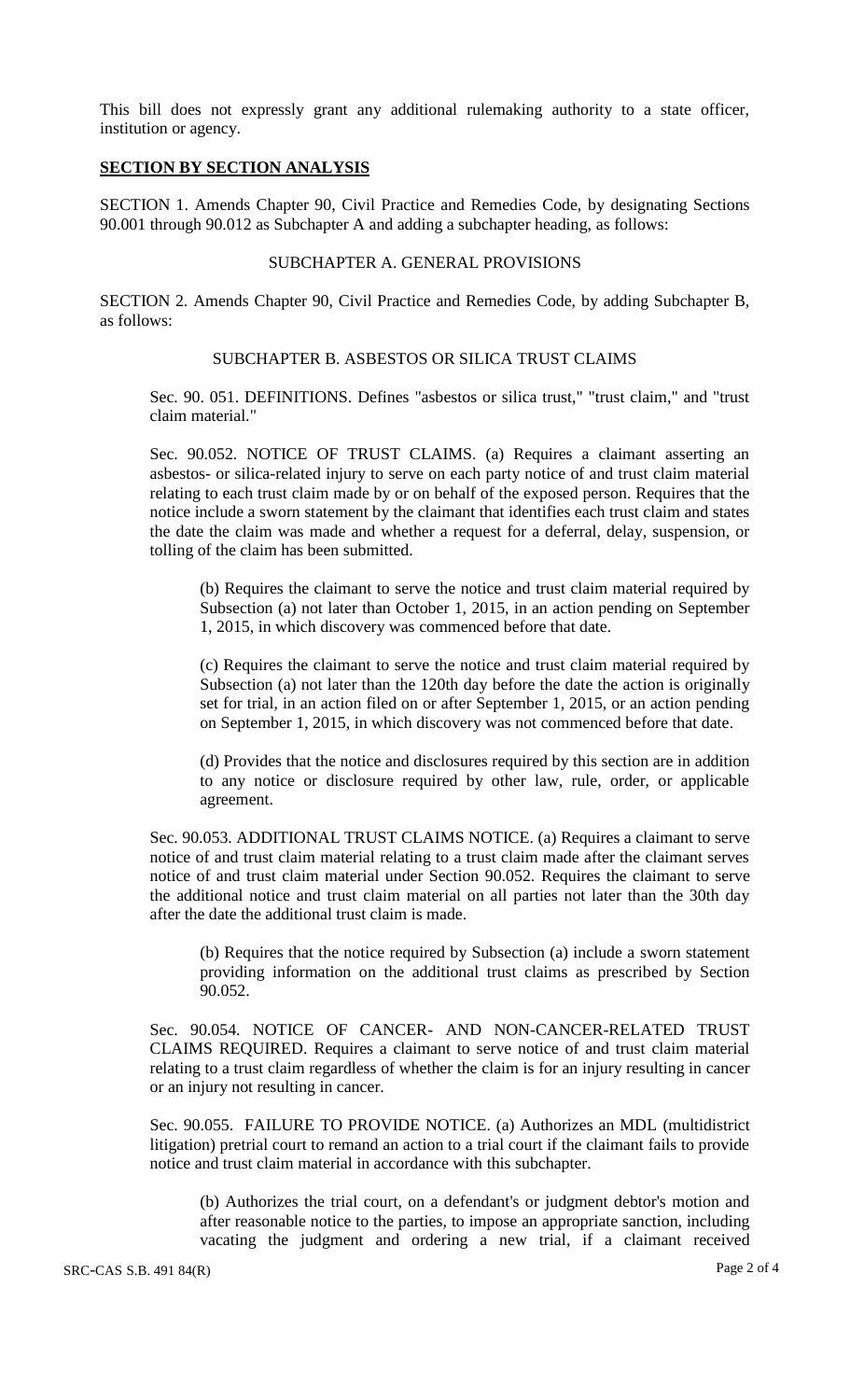This bill does not expressly grant any additional rulemaking authority to a state officer, institution or agency.

## SECTION BY SECTION ANALYSIS

SECTION 1. Amends Chapter 90, Civil Practice and Remedies Code, by designating Sections 90.001 through 90.012 as Subchapter A and adding a subchapter heading, as follows:

SUBCHAPTER A. GENERAL PROVISIONS

SECTION 2. Amends Chapter 90, Civil Practice and Remedies Code, by adding Subchapter B, as follows:

SUBCHAPTER B. ASBESTOS OR SILICA TRUST CLAIMS

Sec. 90. 051. DEFINITIONS. Defines "asbestos or silica trust," "trust claim," and "trust claim material."

Sec. 90.052. NOTICE OF TRUST CLAIMS. (a) Requires a claimant asserting an asbestos- or silica-related injury to serve on each party notice of and trust claim material relating to each trust claim made by or on behalf of the exposed person. Requires that the notice include a sworn statement by the claimant that identifies each trust claim and states the date the claim was made and whether a request for a deferral, delay, suspension, or tolling of the claim has been submitted.

(b) Requires the claimant to serve the notice and trust claim material required by Subsection (a) not later than October 1, 2015, in an action pending on September 1, 2015, in which discovery was commenced before that date.

(c) Requires the claimant to serve the notice and trust claim material required by Subsection (a) not later than the 120th day before the date the action is originally set for trial, in an action filed on or after September 1, 2015, or an action pending on September 1, 2015, in which discovery was not commenced before that date.

(d) Provides that the notice and disclosures required by this section are in addition to any notice or disclosure required by other law, rule, order, or applicable agreement.

Sec. 90.053. ADDITIONAL TRUST CLAIMS NOTICE. (a) Requires a claimant to serve notice of and trust claim material relating to a trust claim made after the claimant serves notice of and trust claim material under Section 90.052. Requires the claimant to serve the additional notice and trust claim material on all parties not later than the 30th day after the date the additional trust claim is made.

(b) Requires that the notice required by Subsection (a) include a sworn statement providing information on the additional trust claims as prescribed by Section 90.052.

Sec. 90.054. NOTICE OF CANCER- AND NON-CANCER-RELATED TRUST CLAIMS REQUIRED. Requires a claimant to serve notice of and trust claim material relating to a trust claim regardless of whether the claim is for an injury resulting in cancer or an injury not resulting in cancer.

Sec. 90.055. FAILURE TO PROVIDE NOTICE. (a) Authorizes an MDL (multidistrict litigation) pretrial court to remand an action to a trial court if the claimant fails to provide notice and trust claim material in accordance with this subchapter.

(b) Authorizes the trial court, on a defendant's or judgment debtor's motion and after reasonable notice to the parties, to impose an appropriate sanction, including vacating the judgment and ordering a new trial, if a claimant received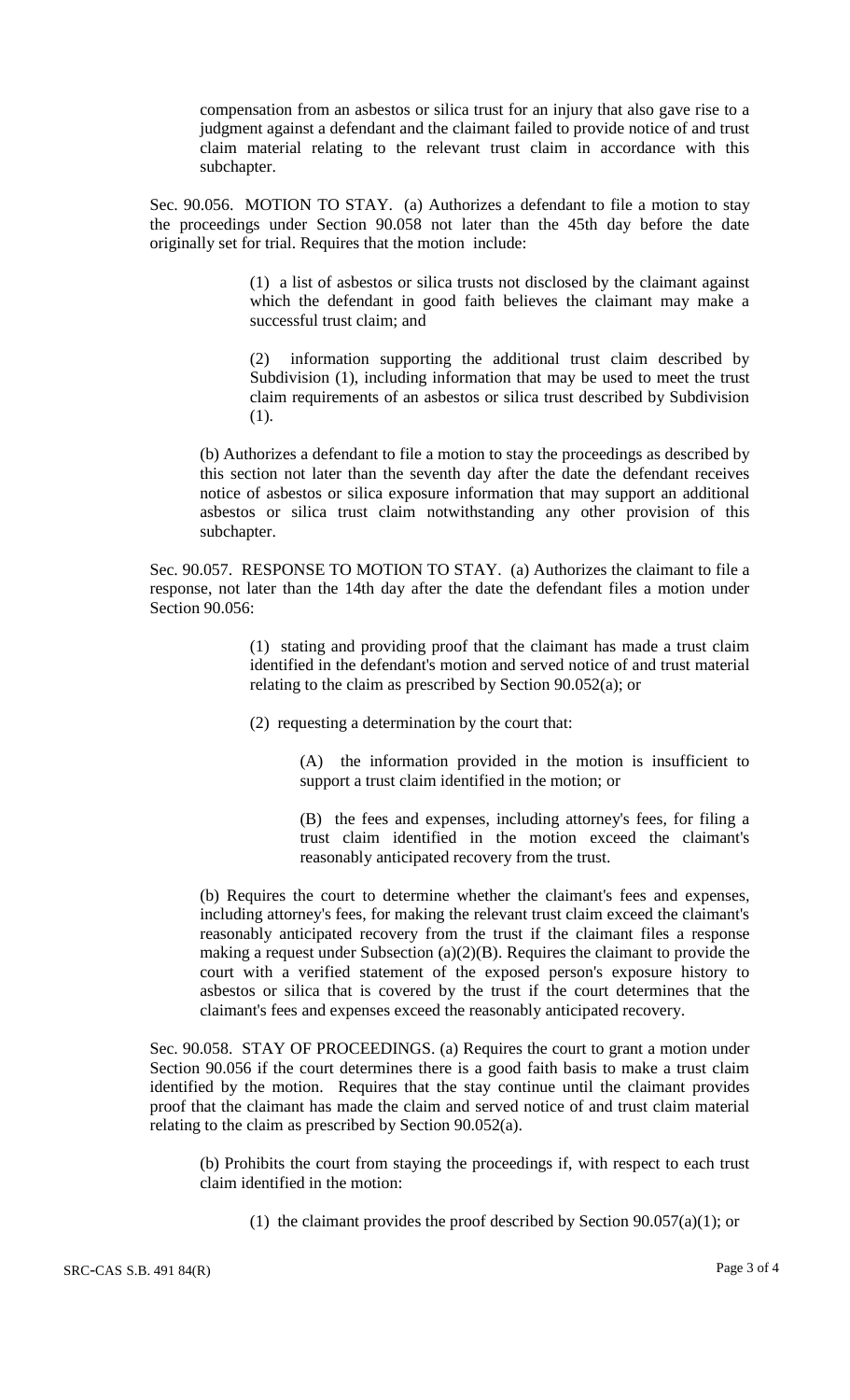compensation from an asbestos or silica trust for an injury that also gave rise to a judgment against a defendant and the claimant failed to provide notice of and trust claim material relating to the relevant trust claim in accordance with this subchapter.

Sec. 90.056. MOTION TO STAY. (a) Authorizes a defendant to file a motion to stay the proceedings under Section 90.058 not later than the 45th day before the date originally set for trial. Requires that the motion include:

> (1) a list of asbestos or silica trusts not disclosed by the claimant against which the defendant in good faith believes the claimant may make a successful trust claim; and
>
> (2) information supporting the additional trust claim described by Subdivision (1), including information that may be used to meet the trust claim requirements of an asbestos or silica trust described by Subdivision (1).

(b) Authorizes a defendant to file a motion to stay the proceedings as described by this section not later than the seventh day after the date the defendant receives notice of asbestos or silica exposure information that may support an additional asbestos or silica trust claim notwithstanding any other provision of this subchapter.

Sec. 90.057. RESPONSE TO MOTION TO STAY. (a) Authorizes the claimant to file a response, not later than the 14th day after the date the defendant files a motion under Section 90.056:

> (1) stating and providing proof that the claimant has made a trust claim identified in the defendant's motion and served notice of and trust material relating to the claim as prescribed by Section 90.052(a); or
>
> (2) requesting a determination by the court that:
>
> > (A) the information provided in the motion is insufficient to support a trust claim identified in the motion; or
> >
> > (B) the fees and expenses, including attorney's fees, for filing a trust claim identified in the motion exceed the claimant's reasonably anticipated recovery from the trust.

(b) Requires the court to determine whether the claimant's fees and expenses, including attorney's fees, for making the relevant trust claim exceed the claimant's reasonably anticipated recovery from the trust if the claimant files a response making a request under Subsection (a)(2)(B). Requires the claimant to provide the court with a verified statement of the exposed person's exposure history to asbestos or silica that is covered by the trust if the court determines that the claimant's fees and expenses exceed the reasonably anticipated recovery.

Sec. 90.058. STAY OF PROCEEDINGS. (a) Requires the court to grant a motion under Section 90.056 if the court determines there is a good faith basis to make a trust claim identified by the motion. Requires that the stay continue until the claimant provides proof that the claimant has made the claim and served notice of and trust claim material relating to the claim as prescribed by Section 90.052(a).

(b) Prohibits the court from staying the proceedings if, with respect to each trust claim identified in the motion:

> (1) the claimant provides the proof described by Section 90.057(a)(1); or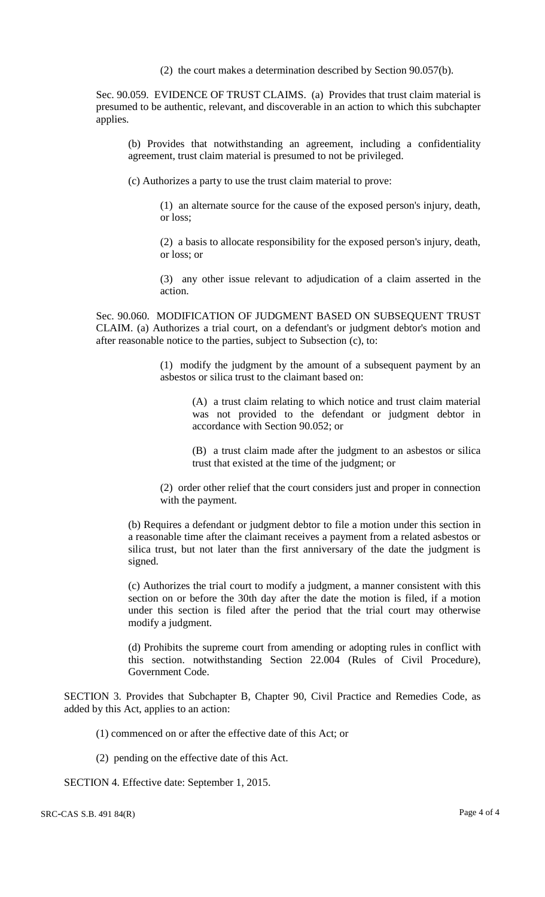(2) the court makes a determination described by Section 90.057(b).

Sec. 90.059. EVIDENCE OF TRUST CLAIMS. (a) Provides that trust claim material is presumed to be authentic, relevant, and discoverable in an action to which this subchapter applies.

(b) Provides that notwithstanding an agreement, including a confidentiality agreement, trust claim material is presumed to not be privileged.

(c) Authorizes a party to use the trust claim material to prove:

(1) an alternate source for the cause of the exposed person's injury, death, or loss;

(2) a basis to allocate responsibility for the exposed person's injury, death, or loss; or

(3) any other issue relevant to adjudication of a claim asserted in the action.

Sec. 90.060. MODIFICATION OF JUDGMENT BASED ON SUBSEQUENT TRUST CLAIM. (a) Authorizes a trial court, on a defendant's or judgment debtor's motion and after reasonable notice to the parties, subject to Subsection (c), to:

(1) modify the judgment by the amount of a subsequent payment by an asbestos or silica trust to the claimant based on:

(A) a trust claim relating to which notice and trust claim material was not provided to the defendant or judgment debtor in accordance with Section 90.052; or

(B) a trust claim made after the judgment to an asbestos or silica trust that existed at the time of the judgment; or

(2) order other relief that the court considers just and proper in connection with the payment.

(b) Requires a defendant or judgment debtor to file a motion under this section in a reasonable time after the claimant receives a payment from a related asbestos or silica trust, but not later than the first anniversary of the date the judgment is signed.

(c) Authorizes the trial court to modify a judgment, a manner consistent with this section on or before the 30th day after the date the motion is filed, if a motion under this section is filed after the period that the trial court may otherwise modify a judgment.

(d) Prohibits the supreme court from amending or adopting rules in conflict with this section. notwithstanding Section 22.004 (Rules of Civil Procedure), Government Code.

SECTION 3. Provides that Subchapter B, Chapter 90, Civil Practice and Remedies Code, as added by this Act, applies to an action:

(1) commenced on or after the effective date of this Act; or

(2) pending on the effective date of this Act.

SECTION 4. Effective date: September 1, 2015.

SRC-CAS S.B. 491 84(R)